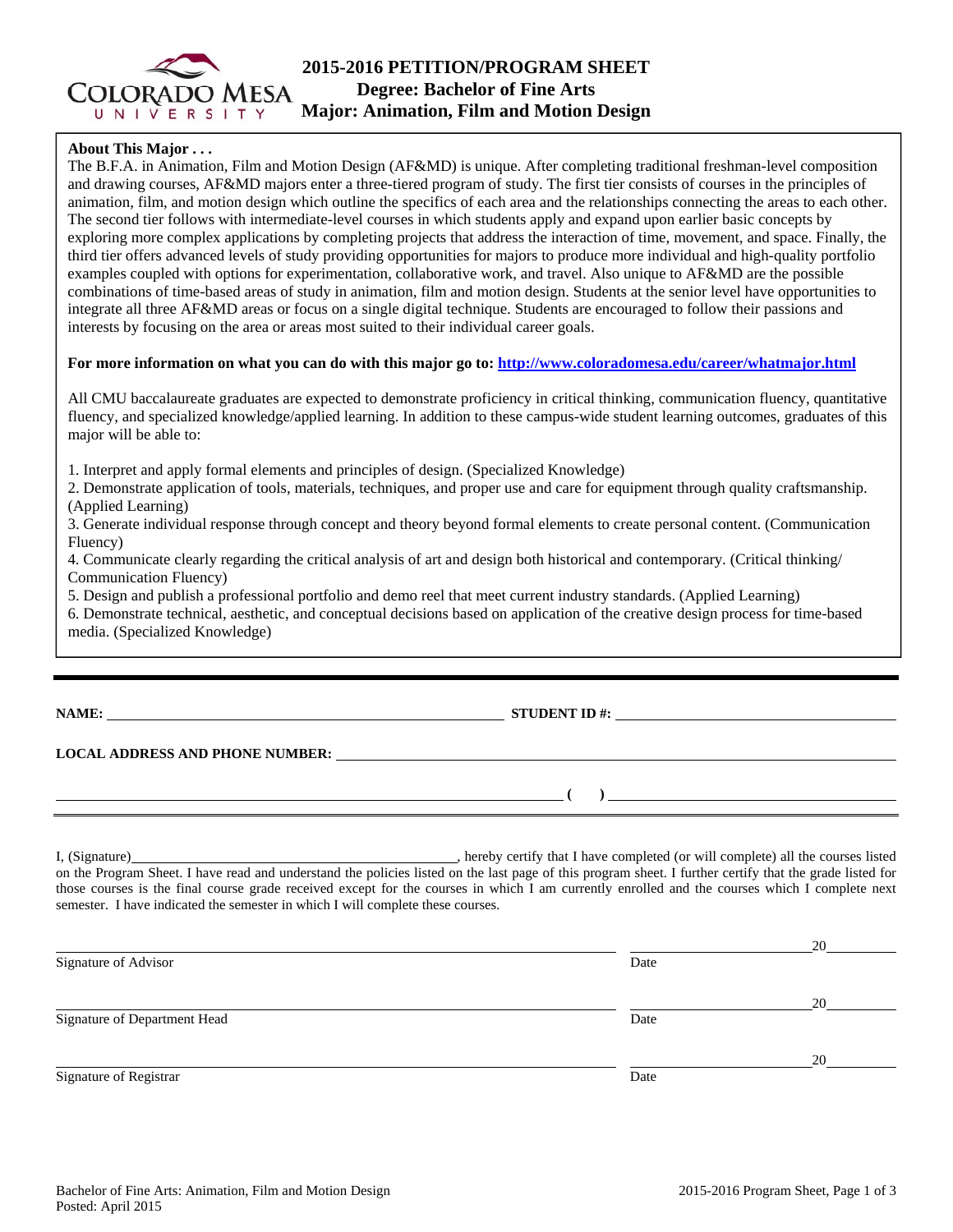# 2015-2016 PETITION/PROGRAM SHEET
## Degree: Bachelor of Fine Arts
## Major: Animation, Film and Motion Design

**About This Major . . .**

The B.F.A. in Animation, Film and Motion Design (AF&MD) is unique. After completing traditional freshman-level composition and drawing courses, AF&MD majors enter a three-tiered program of study. The first tier consists of courses in the principles of animation, film, and motion design which outline the specifics of each area and the relationships connecting the areas to each other. The second tier follows with intermediate-level courses in which students apply and expand upon earlier basic concepts by exploring more complex applications by completing projects that address the interaction of time, movement, and space. Finally, the third tier offers advanced levels of study providing opportunities for majors to produce more individual and high-quality portfolio examples coupled with options for experimentation, collaborative work, and travel. Also unique to AF&MD are the possible combinations of time-based areas of study in animation, film and motion design. Students at the senior level have opportunities to integrate all three AF&MD areas or focus on a single digital technique. Students are encouraged to follow their passions and interests by focusing on the area or areas most suited to their individual career goals.

**For more information on what you can do with this major go to: http://www.coloradomesa.edu/career/whatmajor.html**

All CMU baccalaureate graduates are expected to demonstrate proficiency in critical thinking, communication fluency, quantitative fluency, and specialized knowledge/applied learning. In addition to these campus-wide student learning outcomes, graduates of this major will be able to:

1. Interpret and apply formal elements and principles of design. (Specialized Knowledge)
2. Demonstrate application of tools, materials, techniques, and proper use and care for equipment through quality craftsmanship. (Applied Learning)
3. Generate individual response through concept and theory beyond formal elements to create personal content. (Communication Fluency)
4. Communicate clearly regarding the critical analysis of art and design both historical and contemporary. (Critical thinking/ Communication Fluency)
5. Design and publish a professional portfolio and demo reel that meet current industry standards. (Applied Learning)
6. Demonstrate technical, aesthetic, and conceptual decisions based on application of the creative design process for time-based media. (Specialized Knowledge)

---

**NAME:** ______________________ **STUDENT ID #:** ______________________

**LOCAL ADDRESS AND PHONE NUMBER:** ______________________

______________________ **( )** ______________________

I, (Signature)______________________, hereby certify that I have completed (or will complete) all the courses listed on the Program Sheet. I have read and understand the policies listed on the last page of this program sheet. I further certify that the grade listed for those courses is the final course grade received except for the courses in which I am currently enrolled and the courses which I complete next semester. I have indicated the semester in which I will complete these courses.

______________________ ______________ 20______
Signature of Advisor Date

______________________ ______________ 20______
Signature of Department Head Date

______________________ ______________ 20______
Signature of Registrar Date

Bachelor of Fine Arts: Animation, Film and Motion Design
Posted: April 2015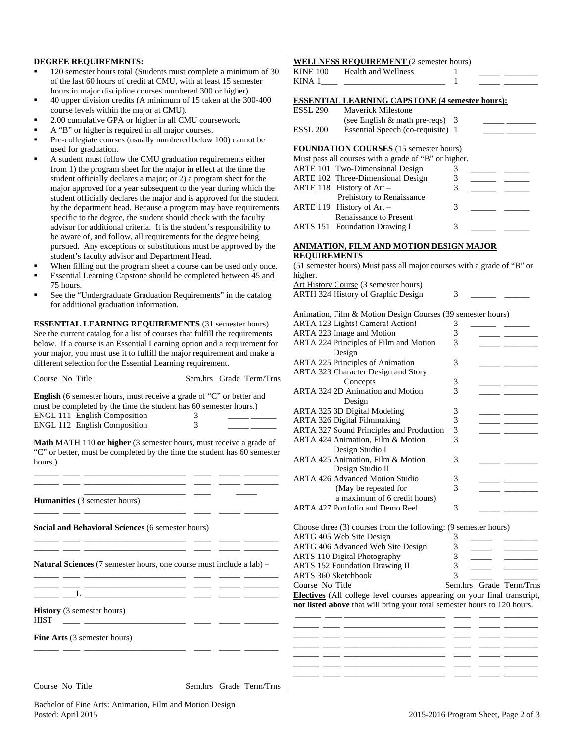**DEGREE REQUIREMENTS:**

- 120 semester hours total (Students must complete a minimum of 30 of the last 60 hours of credit at CMU, with at least 15 semester hours in major discipline courses numbered 300 or higher).
- 40 upper division credits (A minimum of 15 taken at the 300-400 course levels within the major at CMU).
- 2.00 cumulative GPA or higher in all CMU coursework.
- A "B" or higher is required in all major courses.
- Pre-collegiate courses (usually numbered below 100) cannot be used for graduation.
- A student must follow the CMU graduation requirements either from 1) the program sheet for the major in effect at the time the student officially declares a major; or 2) a program sheet for the major approved for a year subsequent to the year during which the student officially declares the major and is approved for the student by the department head. Because a program may have requirements specific to the degree, the student should check with the faculty advisor for additional criteria. It is the student's responsibility to be aware of, and follow, all requirements for the degree being pursued. Any exceptions or substitutions must be approved by the student's faculty advisor and Department Head.
- When filling out the program sheet a course can be used only once.
- Essential Learning Capstone should be completed between 45 and 75 hours.
- See the "Undergraduate Graduation Requirements" in the catalog for additional graduation information.

**ESSENTIAL LEARNING REQUIREMENTS** (31 semester hours) See the current catalog for a list of courses that fulfill the requirements below. If a course is an Essential Learning option and a requirement for your major, you must use it to fulfill the major requirement and make a different selection for the Essential Learning requirement.

| Course | No | Title | Sem.hrs | Grade | Term/Trns |
|---|---|---|---|---|---|

**English** (6 semester hours, must receive a grade of "C" or better and must be completed by the time the student has 60 semester hours.)

| Course | No | Title | Sem.hrs | Grade | Term/Trns |
|---|---|---|---|---|---|
| ENGL | 111 | English Composition | 3 | | |
| ENGL | 112 | English Composition | 3 | | |

**Math** MATH 110 **or higher** (3 semester hours, must receive a grade of "C" or better, must be completed by the time the student has 60 semester hours.)

______ ____ ________________________ ____ _____ ________
______ ____ ________________________ ____ _____ ________
________________________ ____ _____

**Humanities** (3 semester hours)

______ ____ ________________________ ____ _____ ________

**Social and Behavioral Sciences** (6 semester hours)

______ ____ ________________________ ____ _____ ________
______ ____ ________________________ ____ _____ ________

**Natural Sciences** (7 semester hours, one course must include a lab) –

______ ____ ________________________ ____ _____ ________
______ ____ ________________________ ____ _____ ________
______ ___L ________________________ ____ _____ ________

**History** (3 semester hours)

HIST ____ ________________________ ____ _____ ________

**Fine Arts** (3 semester hours)

______ ____ ________________________ ____ _____ ________

Course No Title Sem.hrs Grade Term/Trns

**WELLNESS REQUIREMENT** (2 semester hours)

| Course | Title | Sem.hrs | Grade | Term/Trns |
|---|---|---|---|---|
| KINE 100 | Health and Wellness | 1 | | |
| KINA 1____ | | 1 | | |

**ESSENTIAL LEARNING CAPSTONE (4 semester hours):**

| Course | Title | Sem.hrs | Grade | Term/Trns |
|---|---|---|---|---|
| ESSL 290 | Maverick Milestone (see English & math pre-reqs) | 3 | | |
| ESSL 200 | Essential Speech (co-requisite) | 1 | | |

**FOUNDATION COURSES** (15 semester hours)
Must pass all courses with a grade of "B" or higher.

| Course | Title | Sem.hrs | Grade | Term/Trns |
|---|---|---|---|---|
| ARTE 101 | Two-Dimensional Design | 3 | | |
| ARTE 102 | Three-Dimensional Design | 3 | | |
| ARTE 118 | History of Art – Prehistory to Renaissance | 3 | | |
| ARTE 119 | History of Art – Renaissance to Present | 3 | | |
| ARTS 151 | Foundation Drawing I | 3 | | |

**ANIMATION, FILM AND MOTION DESIGN MAJOR REQUIREMENTS**

(51 semester hours) Must pass all major courses with a grade of "B" or higher.

Art History Course (3 semester hours)

| Course | Title | Sem.hrs | Grade | Term/Trns |
|---|---|---|---|---|
| ARTH 324 | History of Graphic Design | 3 | | |

Animation, Film & Motion Design Courses (39 semester hours)

| Course | Title | Sem.hrs | Grade | Term/Trns |
|---|---|---|---|---|
| ARTA 123 | Lights! Camera! Action! | 3 | | |
| ARTA 223 | Image and Motion | 3 | | |
| ARTA 224 | Principles of Film and Motion Design | 3 | | |
| ARTA 225 | Principles of Animation | 3 | | |
| ARTA 323 | Character Design and Story Concepts | 3 | | |
| ARTA 324 | 2D Animation and Motion Design | 3 | | |
| ARTA 325 | 3D Digital Modeling | 3 | | |
| ARTA 326 | Digital Filmmaking | 3 | | |
| ARTA 327 | Sound Principles and Production | 3 | | |
| ARTA 424 | Animation, Film & Motion Design Studio I | 3 | | |
| ARTA 425 | Animation, Film & Motion Design Studio II | 3 | | |
| ARTA 426 | Advanced Motion Studio | 3 | | |
| | (May be repeated for a maximum of 6 credit hours) | 3 | | |
| ARTA 427 | Portfolio and Demo Reel | 3 | | |

Choose three (3) courses from the following: (9 semester hours)

| Course | Title | Sem.hrs | Grade | Term/Trns |
|---|---|---|---|---|
| ARTG 405 | Web Site Design | 3 | | |
| ARTG 406 | Advanced Web Site Design | 3 | | |
| ARTS 110 | Digital Photography | 3 | | |
| ARTS 152 | Foundation Drawing II | 3 | | |
| ARTS 360 | Sketchbook | 3 | | |

Course No Title Sem.hrs Grade Term/Trns

**Electives** (All college level courses appearing on your final transcript, **not listed above** that will bring your total semester hours to 120 hours.

______ ____ ________________________ ____ _____ ________
______ ____ ________________________ ____ _____ ________
______ ____ ________________________ ____ _____ ________
______ ____ ________________________ ____ _____ ________
______ ____ ________________________ ____ _____ ________
______ ____ ________________________ ____ _____ ________
______ ____ ________________________ ____ _____ ________

Bachelor of Fine Arts: Animation, Film and Motion Design
Posted: April 2015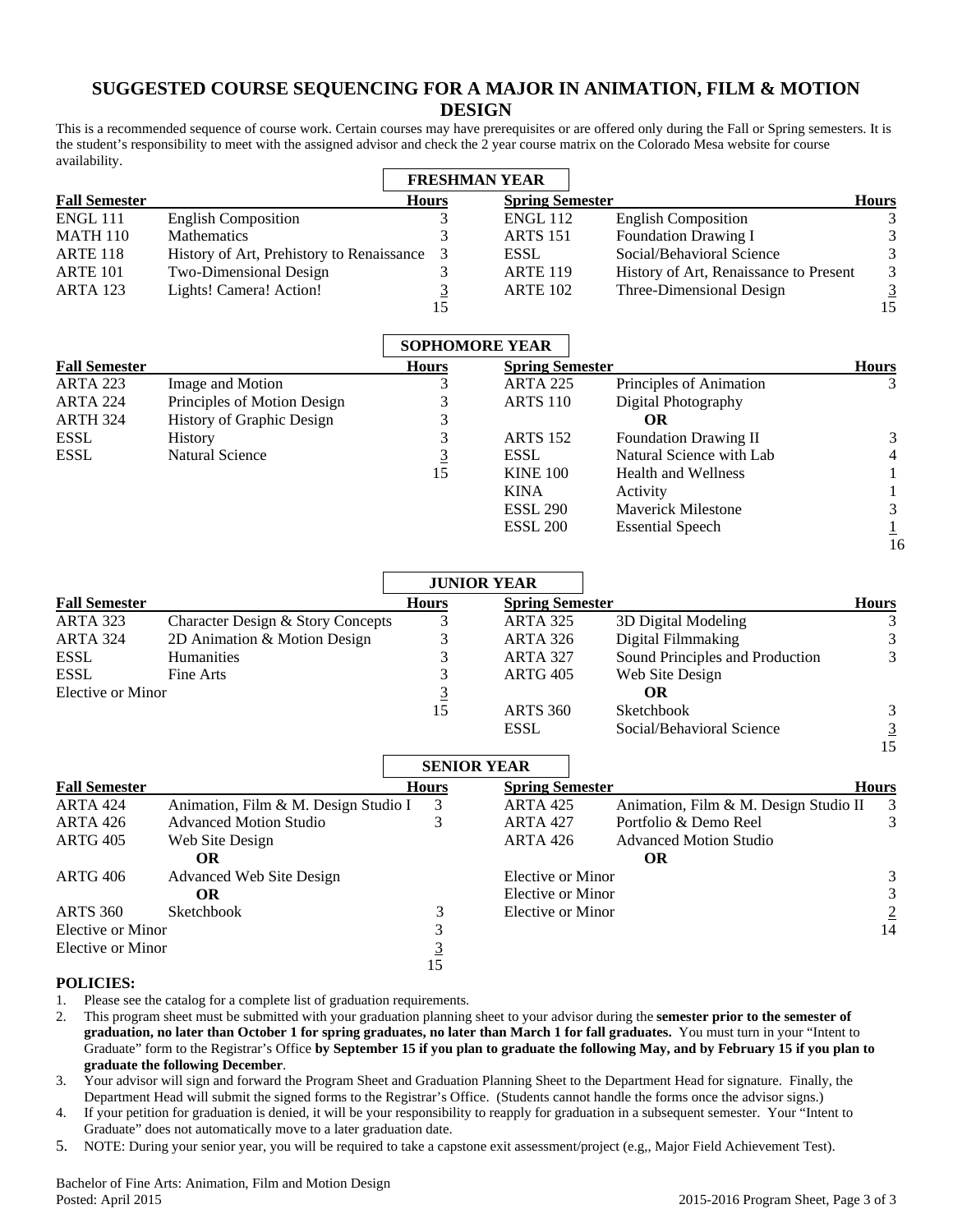# SUGGESTED COURSE SEQUENCING FOR A MAJOR IN ANIMATION, FILM & MOTION DESIGN

This is a recommended sequence of course work. Certain courses may have prerequisites or are offered only during the Fall or Spring semesters. It is the student's responsibility to meet with the assigned advisor and check the 2 year course matrix on the Colorado Mesa website for course availability.

## FRESHMAN YEAR

| Fall Semester | | Hours | Spring Semester | | Hours |
|---|---|---|---|---|---|
| ENGL 111 | English Composition | 3 | ENGL 112 | English Composition | 3 |
| MATH 110 | Mathematics | 3 | ARTS 151 | Foundation Drawing I | 3 |
| ARTE 118 | History of Art, Prehistory to Renaissance | 3 | ESSL | Social/Behavioral Science | 3 |
| ARTE 101 | Two-Dimensional Design | 3 | ARTE 119 | History of Art, Renaissance to Present | 3 |
| ARTA 123 | Lights! Camera! Action! | 3 | ARTE 102 | Three-Dimensional Design | 3 |
| | | 15 | | | 15 |

## SOPHOMORE YEAR

| Fall Semester | | Hours | Spring Semester | | Hours |
|---|---|---|---|---|---|
| ARTA 223 | Image and Motion | 3 | ARTA 225 | Principles of Animation | 3 |
| ARTA 224 | Principles of Motion Design | 3 | ARTS 110 | Digital Photography | |
| ARTH 324 | History of Graphic Design | 3 | | **OR** | |
| ESSL | History | 3 | ARTS 152 | Foundation Drawing II | 3 |
| ESSL | Natural Science | 3 | ESSL | Natural Science with Lab | 4 |
| | | 15 | KINE 100 | Health and Wellness | 1 |
| | | | KINA | Activity | 1 |
| | | | ESSL 290 | Maverick Milestone | 3 |
| | | | ESSL 200 | Essential Speech | 1 |
| | | | | | 16 |

## JUNIOR YEAR

| Fall Semester | | Hours | Spring Semester | | Hours |
|---|---|---|---|---|---|
| ARTA 323 | Character Design & Story Concepts | 3 | ARTA 325 | 3D Digital Modeling | 3 |
| ARTA 324 | 2D Animation & Motion Design | 3 | ARTA 326 | Digital Filmmaking | 3 |
| ESSL | Humanities | 3 | ARTA 327 | Sound Principles and Production | 3 |
| ESSL | Fine Arts | 3 | ARTG 405 | Web Site Design | |
| Elective or Minor | | 3 | | **OR** | |
| | | 15 | ARTS 360 | Sketchbook | 3 |
| | | | ESSL | Social/Behavioral Science | 3 |
| | | | | | 15 |

## SENIOR YEAR

| Fall Semester | | Hours | Spring Semester | | Hours |
|---|---|---|---|---|---|
| ARTA 424 | Animation, Film & M. Design Studio I | 3 | ARTA 425 | Animation, Film & M. Design Studio II | 3 |
| ARTA 426 | Advanced Motion Studio | 3 | ARTA 427 | Portfolio & Demo Reel | 3 |
| ARTG 405 | Web Site Design | | ARTA 426 | Advanced Motion Studio | |
| | **OR** | | | **OR** | |
| ARTG 406 | Advanced Web Site Design | | Elective or Minor | | 3 |
| | **OR** | | Elective or Minor | | 3 |
| ARTS 360 | Sketchbook | 3 | Elective or Minor | | 2 |
| Elective or Minor | | 3 | | | 14 |
| Elective or Minor | | 3 | | | |
| | | 15 | | | |

**POLICIES:**

1. Please see the catalog for a complete list of graduation requirements.
2. This program sheet must be submitted with your graduation planning sheet to your advisor during the **semester prior to the semester of graduation, no later than October 1 for spring graduates, no later than March 1 for fall graduates.** You must turn in your "Intent to Graduate" form to the Registrar's Office **by September 15 if you plan to graduate the following May, and by February 15 if you plan to graduate the following December**.
3. Your advisor will sign and forward the Program Sheet and Graduation Planning Sheet to the Department Head for signature. Finally, the Department Head will submit the signed forms to the Registrar's Office. (Students cannot handle the forms once the advisor signs.)
4. If your petition for graduation is denied, it will be your responsibility to reapply for graduation in a subsequent semester. Your "Intent to Graduate" does not automatically move to a later graduation date.
5. NOTE: During your senior year, you will be required to take a capstone exit assessment/project (e.g,, Major Field Achievement Test).

Bachelor of Fine Arts: Animation, Film and Motion Design
Posted: April 2015